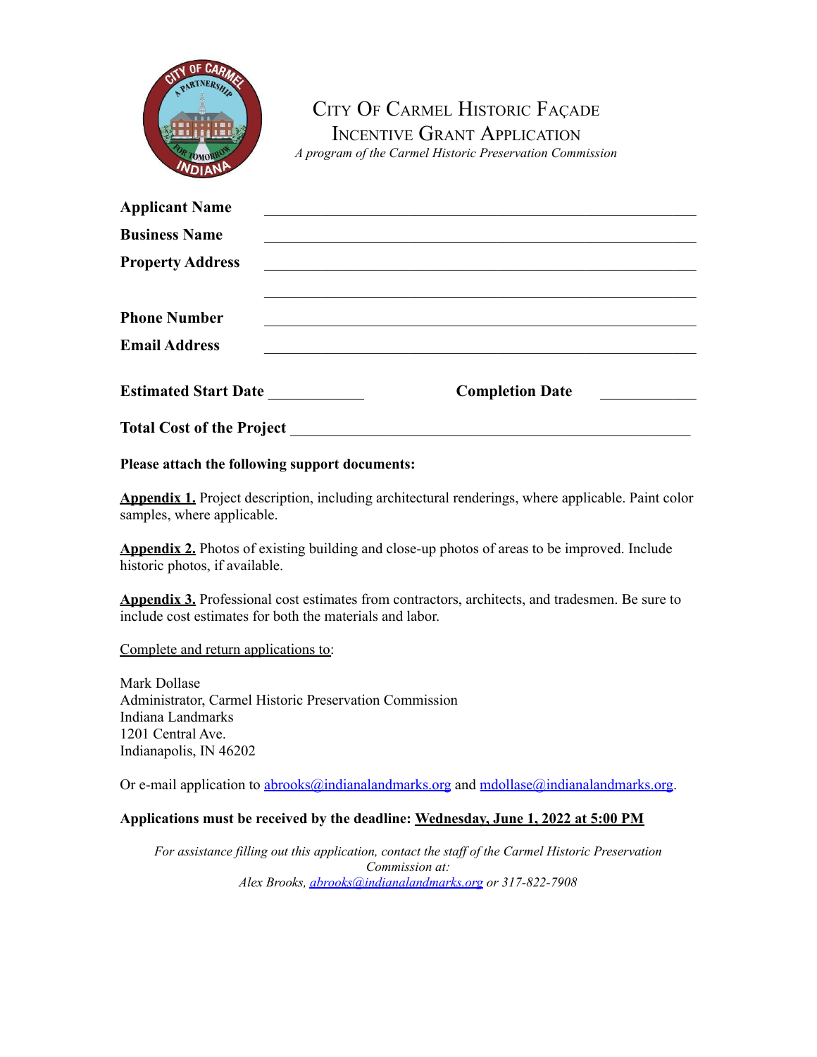# City Of Carmel Historic Façade Incentive Grant Application

*A program of the Carmel Historic Preservation Commission*

**Applicant Name** \_\_\_\_\_\_\_\_\_\_\_\_\_\_\_\_\_\_\_\_\_\_\_\_\_\_\_\_\_\_\_\_\_\_\_\_\_\_\_\_\_\_\_\_

**Business Name** \_\_\_\_\_\_\_\_\_\_\_\_\_\_\_\_\_\_\_\_\_\_\_\_\_\_\_\_\_\_\_\_\_\_\_\_\_\_\_\_\_\_\_\_

**Property Address** \_\_\_\_\_\_\_\_\_\_\_\_\_\_\_\_\_\_\_\_\_\_\_\_\_\_\_\_\_\_\_\_\_\_\_\_\_\_\_\_\_\_\_\_

\_\_\_\_\_\_\_\_\_\_\_\_\_\_\_\_\_\_\_\_\_\_\_\_\_\_\_\_\_\_\_\_\_\_\_\_\_\_\_\_\_\_\_\_

**Phone Number** \_\_\_\_\_\_\_\_\_\_\_\_\_\_\_\_\_\_\_\_\_\_\_\_\_\_\_\_\_\_\_\_\_\_\_\_\_\_\_\_\_\_\_\_

**Email Address** \_\_\_\_\_\_\_\_\_\_\_\_\_\_\_\_\_\_\_\_\_\_\_\_\_\_\_\_\_\_\_\_\_\_\_\_\_\_\_\_\_\_\_\_

**Estimated Start Date** \_\_\_\_\_\_\_\_\_\_\_\_ **Completion Date** \_\_\_\_\_\_\_\_\_\_\_\_

**Total Cost of the Project** \_\_\_\_\_\_\_\_\_\_\_\_\_\_\_\_\_\_\_\_\_\_\_\_\_\_\_\_\_\_\_\_\_\_\_\_\_\_\_\_\_\_\_\_

**Please attach the following support documents:**

**Appendix 1.** Project description, including architectural renderings, where applicable. Paint color samples, where applicable.

**Appendix 2.** Photos of existing building and close-up photos of areas to be improved. Include historic photos, if available.

**Appendix 3.** Professional cost estimates from contractors, architects, and tradesmen. Be sure to include cost estimates for both the materials and labor.

Complete and return applications to:

Mark Dollase
Administrator, Carmel Historic Preservation Commission
Indiana Landmarks
1201 Central Ave.
Indianapolis, IN 46202

Or e-mail application to abrooks@indianalandmarks.org and mdollase@indianalandmarks.org.

**Applications must be received by the deadline: Wednesday, June 1, 2022 at 5:00 PM**

*For assistance filling out this application, contact the staff of the Carmel Historic Preservation Commission at:*
*Alex Brooks, abrooks@indianalandmarks.org or 317-822-7908*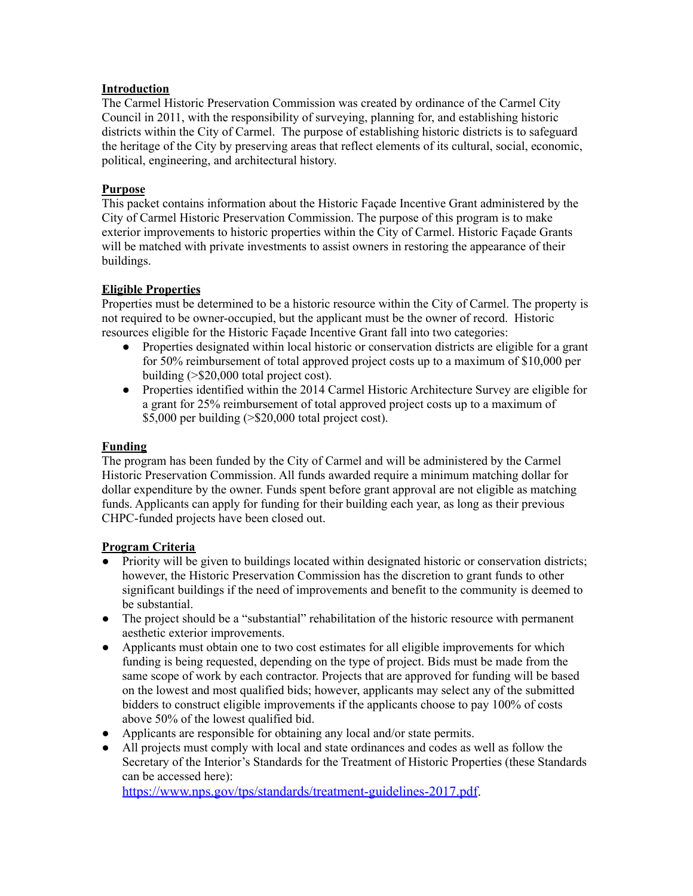## Introduction

The Carmel Historic Preservation Commission was created by ordinance of the Carmel City Council in 2011, with the responsibility of surveying, planning for, and establishing historic districts within the City of Carmel. The purpose of establishing historic districts is to safeguard the heritage of the City by preserving areas that reflect elements of its cultural, social, economic, political, engineering, and architectural history.

## Purpose

This packet contains information about the Historic Façade Incentive Grant administered by the City of Carmel Historic Preservation Commission. The purpose of this program is to make exterior improvements to historic properties within the City of Carmel. Historic Façade Grants will be matched with private investments to assist owners in restoring the appearance of their buildings.

## Eligible Properties

Properties must be determined to be a historic resource within the City of Carmel. The property is not required to be owner-occupied, but the applicant must be the owner of record. Historic resources eligible for the Historic Façade Incentive Grant fall into two categories:

- Properties designated within local historic or conservation districts are eligible for a grant for 50% reimbursement of total approved project costs up to a maximum of $10,000 per building (>$20,000 total project cost).
- Properties identified within the 2014 Carmel Historic Architecture Survey are eligible for a grant for 25% reimbursement of total approved project costs up to a maximum of $5,000 per building (>$20,000 total project cost).

## Funding

The program has been funded by the City of Carmel and will be administered by the Carmel Historic Preservation Commission. All funds awarded require a minimum matching dollar for dollar expenditure by the owner. Funds spent before grant approval are not eligible as matching funds. Applicants can apply for funding for their building each year, as long as their previous CHPC-funded projects have been closed out.

## Program Criteria

- Priority will be given to buildings located within designated historic or conservation districts; however, the Historic Preservation Commission has the discretion to grant funds to other significant buildings if the need of improvements and benefit to the community is deemed to be substantial.
- The project should be a "substantial" rehabilitation of the historic resource with permanent aesthetic exterior improvements.
- Applicants must obtain one to two cost estimates for all eligible improvements for which funding is being requested, depending on the type of project. Bids must be made from the same scope of work by each contractor. Projects that are approved for funding will be based on the lowest and most qualified bids; however, applicants may select any of the submitted bidders to construct eligible improvements if the applicants choose to pay 100% of costs above 50% of the lowest qualified bid.
- Applicants are responsible for obtaining any local and/or state permits.
- All projects must comply with local and state ordinances and codes as well as follow the Secretary of the Interior's Standards for the Treatment of Historic Properties (these Standards can be accessed here): https://www.nps.gov/tps/standards/treatment-guidelines-2017.pdf.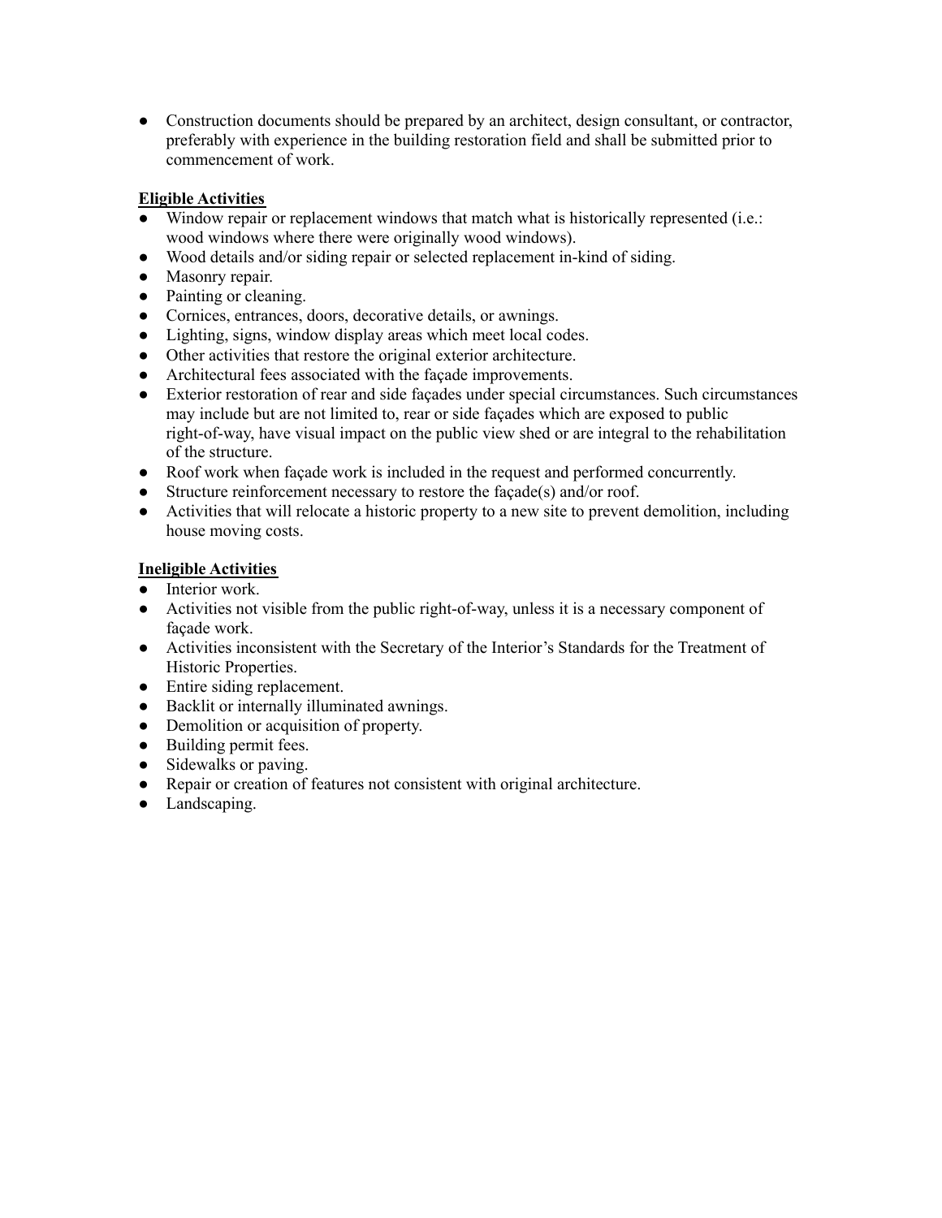- Construction documents should be prepared by an architect, design consultant, or contractor, preferably with experience in the building restoration field and shall be submitted prior to commencement of work.

**Eligible Activities**

- Window repair or replacement windows that match what is historically represented (i.e.: wood windows where there were originally wood windows).
- Wood details and/or siding repair or selected replacement in-kind of siding.
- Masonry repair.
- Painting or cleaning.
- Cornices, entrances, doors, decorative details, or awnings.
- Lighting, signs, window display areas which meet local codes.
- Other activities that restore the original exterior architecture.
- Architectural fees associated with the façade improvements.
- Exterior restoration of rear and side façades under special circumstances. Such circumstances may include but are not limited to, rear or side façades which are exposed to public right-of-way, have visual impact on the public view shed or are integral to the rehabilitation of the structure.
- Roof work when façade work is included in the request and performed concurrently.
- Structure reinforcement necessary to restore the façade(s) and/or roof.
- Activities that will relocate a historic property to a new site to prevent demolition, including house moving costs.

**Ineligible Activities**

- Interior work.
- Activities not visible from the public right-of-way, unless it is a necessary component of façade work.
- Activities inconsistent with the Secretary of the Interior's Standards for the Treatment of Historic Properties.
- Entire siding replacement.
- Backlit or internally illuminated awnings.
- Demolition or acquisition of property.
- Building permit fees.
- Sidewalks or paving.
- Repair or creation of features not consistent with original architecture.
- Landscaping.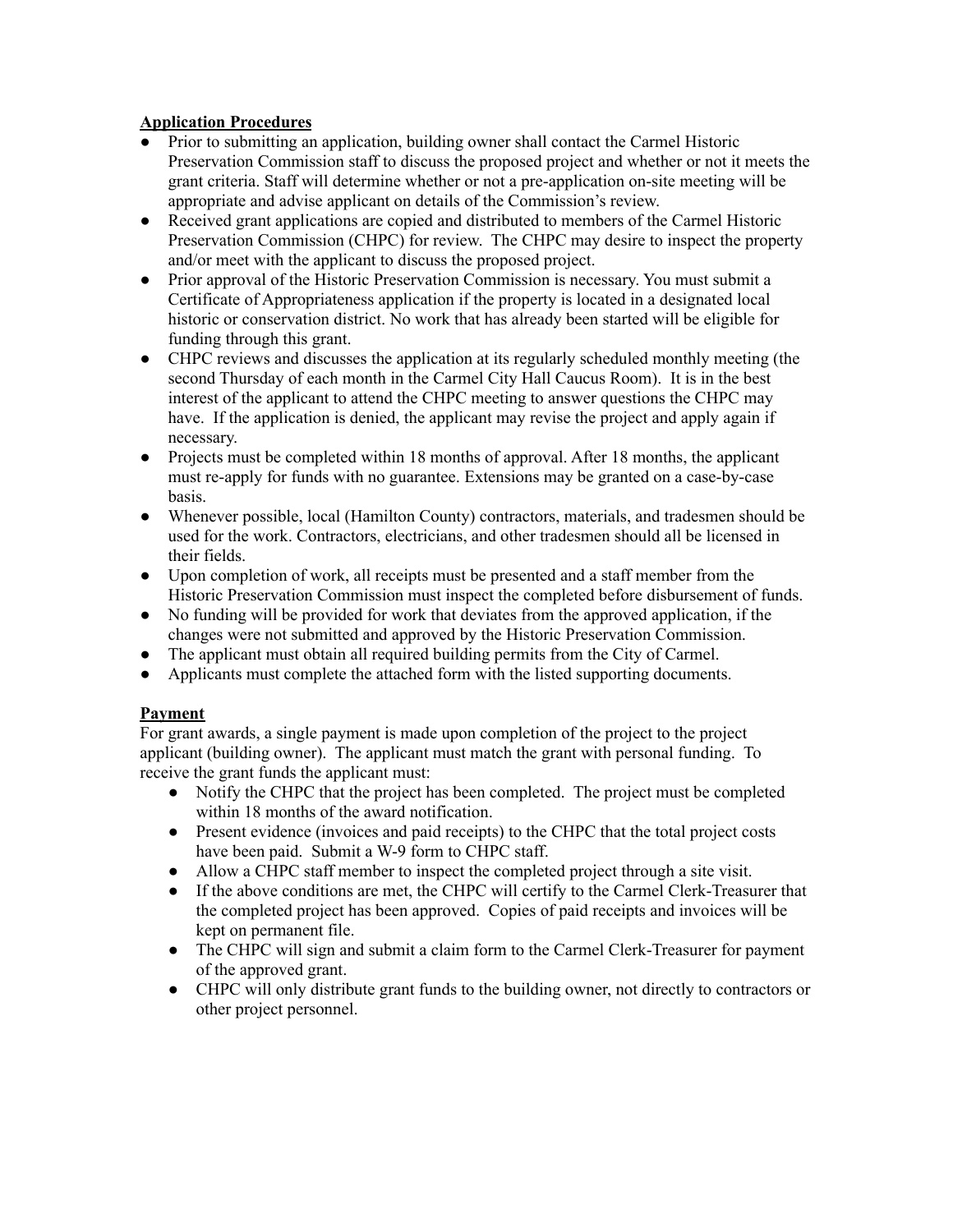## Application Procedures

- Prior to submitting an application, building owner shall contact the Carmel Historic Preservation Commission staff to discuss the proposed project and whether or not it meets the grant criteria. Staff will determine whether or not a pre-application on-site meeting will be appropriate and advise applicant on details of the Commission's review.
- Received grant applications are copied and distributed to members of the Carmel Historic Preservation Commission (CHPC) for review. The CHPC may desire to inspect the property and/or meet with the applicant to discuss the proposed project.
- Prior approval of the Historic Preservation Commission is necessary. You must submit a Certificate of Appropriateness application if the property is located in a designated local historic or conservation district. No work that has already been started will be eligible for funding through this grant.
- CHPC reviews and discusses the application at its regularly scheduled monthly meeting (the second Thursday of each month in the Carmel City Hall Caucus Room). It is in the best interest of the applicant to attend the CHPC meeting to answer questions the CHPC may have. If the application is denied, the applicant may revise the project and apply again if necessary.
- Projects must be completed within 18 months of approval. After 18 months, the applicant must re-apply for funds with no guarantee. Extensions may be granted on a case-by-case basis.
- Whenever possible, local (Hamilton County) contractors, materials, and tradesmen should be used for the work. Contractors, electricians, and other tradesmen should all be licensed in their fields.
- Upon completion of work, all receipts must be presented and a staff member from the Historic Preservation Commission must inspect the completed before disbursement of funds.
- No funding will be provided for work that deviates from the approved application, if the changes were not submitted and approved by the Historic Preservation Commission.
- The applicant must obtain all required building permits from the City of Carmel.
- Applicants must complete the attached form with the listed supporting documents.

## Payment

For grant awards, a single payment is made upon completion of the project to the project applicant (building owner). The applicant must match the grant with personal funding. To receive the grant funds the applicant must:

- Notify the CHPC that the project has been completed. The project must be completed within 18 months of the award notification.
- Present evidence (invoices and paid receipts) to the CHPC that the total project costs have been paid. Submit a W-9 form to CHPC staff.
- Allow a CHPC staff member to inspect the completed project through a site visit.
- If the above conditions are met, the CHPC will certify to the Carmel Clerk-Treasurer that the completed project has been approved. Copies of paid receipts and invoices will be kept on permanent file.
- The CHPC will sign and submit a claim form to the Carmel Clerk-Treasurer for payment of the approved grant.
- CHPC will only distribute grant funds to the building owner, not directly to contractors or other project personnel.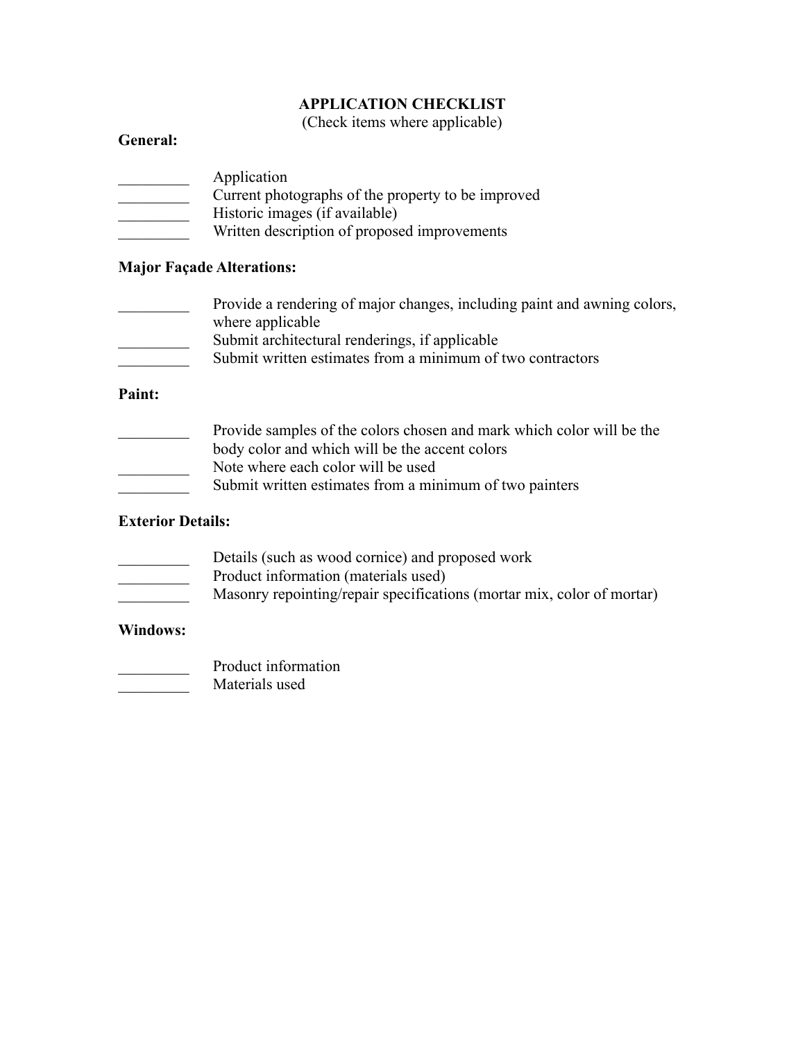# APPLICATION CHECKLIST

(Check items where applicable)

**General:**

_________ Application
_________ Current photographs of the property to be improved
_________ Historic images (if available)
_________ Written description of proposed improvements

**Major Façade Alterations:**

_________ Provide a rendering of major changes, including paint and awning colors, where applicable
_________ Submit architectural renderings, if applicable
_________ Submit written estimates from a minimum of two contractors

**Paint:**

_________ Provide samples of the colors chosen and mark which color will be the body color and which will be the accent colors
_________ Note where each color will be used
_________ Submit written estimates from a minimum of two painters

**Exterior Details:**

_________ Details (such as wood cornice) and proposed work
_________ Product information (materials used)
_________ Masonry repointing/repair specifications (mortar mix, color of mortar)

**Windows:**

_________ Product information
_________ Materials used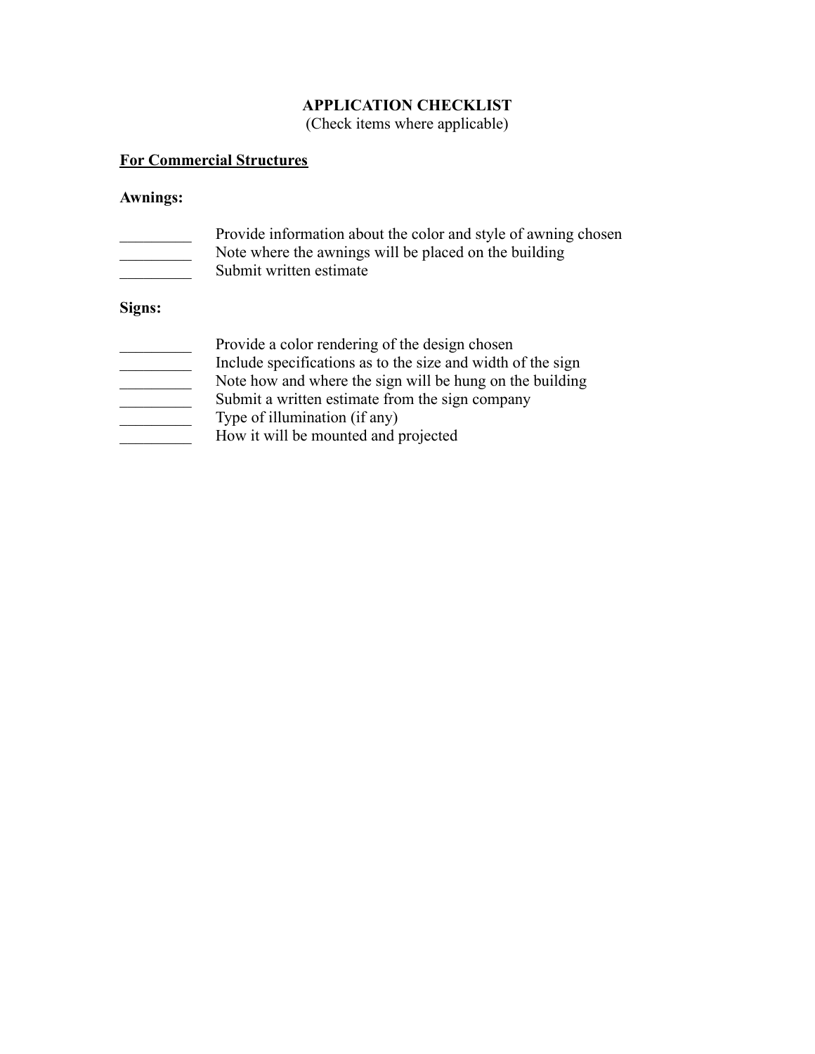**APPLICATION CHECKLIST**

(Check items where applicable)

**<u>For Commercial Structures</u>**

**Awnings:**

__________ Provide information about the color and style of awning chosen
__________ Note where the awnings will be placed on the building
__________ Submit written estimate

**Signs:**

__________ Provide a color rendering of the design chosen
__________ Include specifications as to the size and width of the sign
__________ Note how and where the sign will be hung on the building
__________ Submit a written estimate from the sign company
__________ Type of illumination (if any)
__________ How it will be mounted and projected